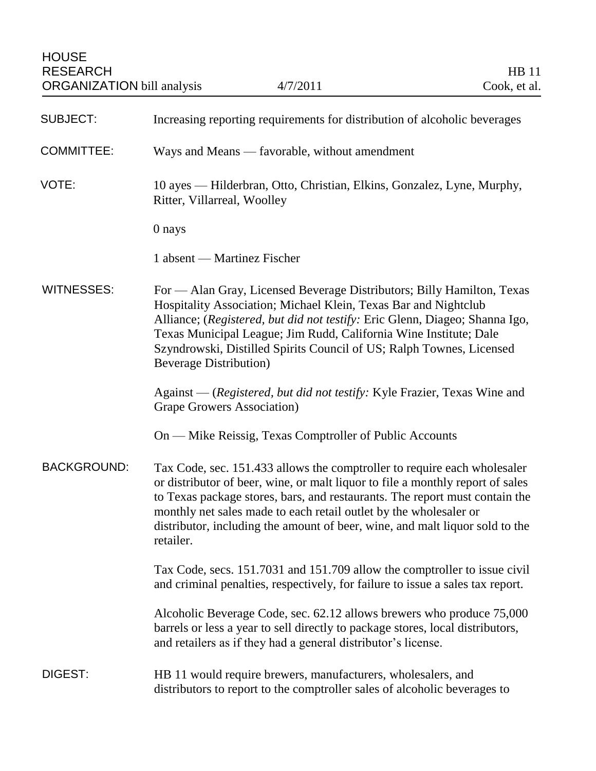HOUSE RESEARCH ORGANIZATION bill analysis | 4/7/2011 | HB 11 Cook, et al.

**SUBJECT:** Increasing reporting requirements for distribution of alcoholic beverages

**COMMITTEE:** Ways and Means — favorable, without amendment

**VOTE:** 10 ayes — Hilderbran, Otto, Christian, Elkins, Gonzalez, Lyne, Murphy, Ritter, Villarreal, Woolley

0 nays

1 absent — Martinez Fischer

**WITNESSES:** For — Alan Gray, Licensed Beverage Distributors; Billy Hamilton, Texas Hospitality Association; Michael Klein, Texas Bar and Nightclub Alliance; (*Registered, but did not testify:* Eric Glenn, Diageo; Shanna Igo, Texas Municipal League; Jim Rudd, California Wine Institute; Dale Szyndrowski, Distilled Spirits Council of US; Ralph Townes, Licensed Beverage Distribution)

Against — (*Registered, but did not testify:* Kyle Frazier, Texas Wine and Grape Growers Association)

On — Mike Reissig, Texas Comptroller of Public Accounts

**BACKGROUND:** Tax Code, sec. 151.433 allows the comptroller to require each wholesaler or distributor of beer, wine, or malt liquor to file a monthly report of sales to Texas package stores, bars, and restaurants. The report must contain the monthly net sales made to each retail outlet by the wholesaler or distributor, including the amount of beer, wine, and malt liquor sold to the retailer.

Tax Code, secs. 151.7031 and 151.709 allow the comptroller to issue civil and criminal penalties, respectively, for failure to issue a sales tax report.

Alcoholic Beverage Code, sec. 62.12 allows brewers who produce 75,000 barrels or less a year to sell directly to package stores, local distributors, and retailers as if they had a general distributor's license.

**DIGEST:** HB 11 would require brewers, manufacturers, wholesalers, and distributors to report to the comptroller sales of alcoholic beverages to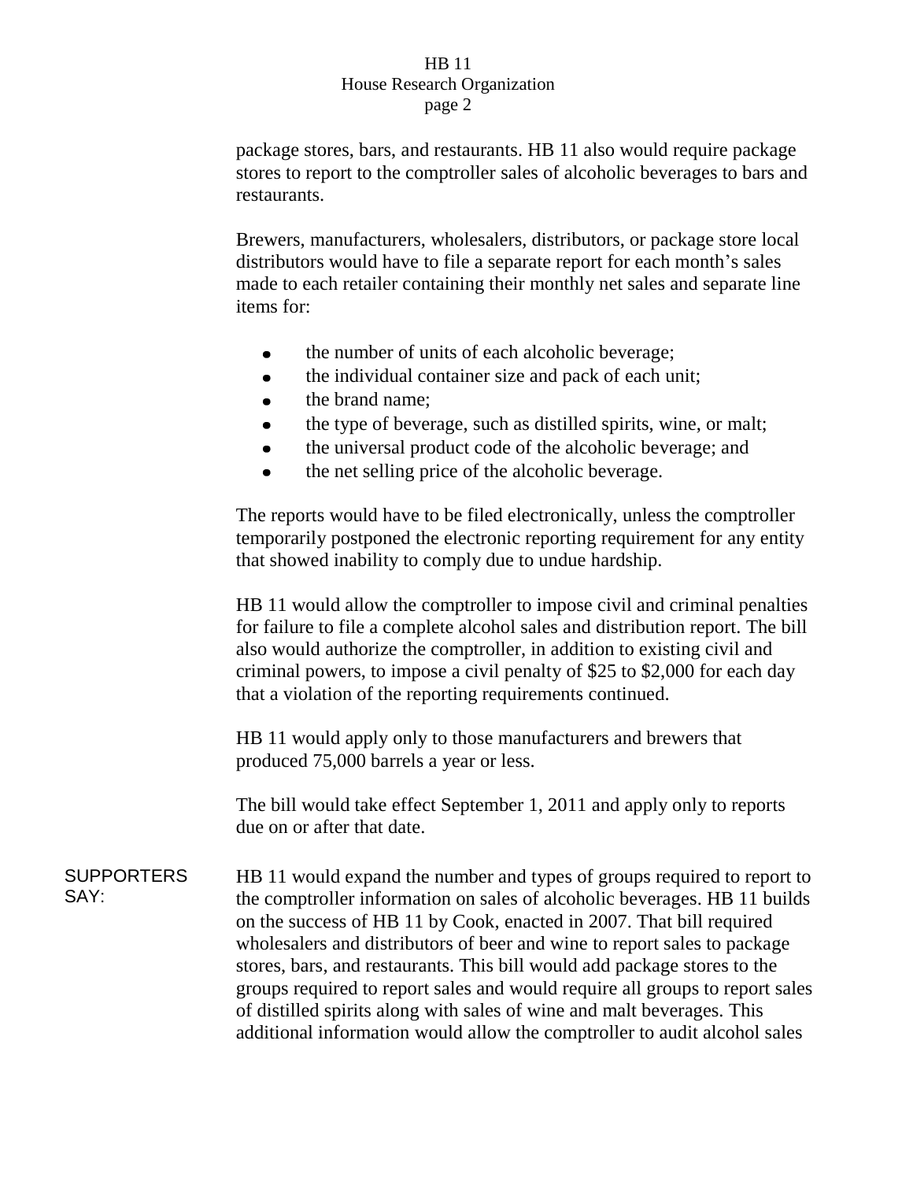package stores, bars, and restaurants. HB 11 also would require package stores to report to the comptroller sales of alcoholic beverages to bars and restaurants.

Brewers, manufacturers, wholesalers, distributors, or package store local distributors would have to file a separate report for each month's sales made to each retailer containing their monthly net sales and separate line items for:

- the number of units of each alcoholic beverage;
- the individual container size and pack of each unit;
- the brand name;
- the type of beverage, such as distilled spirits, wine, or malt;
- the universal product code of the alcoholic beverage; and
- the net selling price of the alcoholic beverage.

The reports would have to be filed electronically, unless the comptroller temporarily postponed the electronic reporting requirement for any entity that showed inability to comply due to undue hardship.

HB 11 would allow the comptroller to impose civil and criminal penalties for failure to file a complete alcohol sales and distribution report. The bill also would authorize the comptroller, in addition to existing civil and criminal powers, to impose a civil penalty of $25 to $2,000 for each day that a violation of the reporting requirements continued.

HB 11 would apply only to those manufacturers and brewers that produced 75,000 barrels a year or less.

The bill would take effect September 1, 2011 and apply only to reports due on or after that date.

**SUPPORTERS SAY:**

HB 11 would expand the number and types of groups required to report to the comptroller information on sales of alcoholic beverages. HB 11 builds on the success of HB 11 by Cook, enacted in 2007. That bill required wholesalers and distributors of beer and wine to report sales to package stores, bars, and restaurants. This bill would add package stores to the groups required to report sales and would require all groups to report sales of distilled spirits along with sales of wine and malt beverages. This additional information would allow the comptroller to audit alcohol sales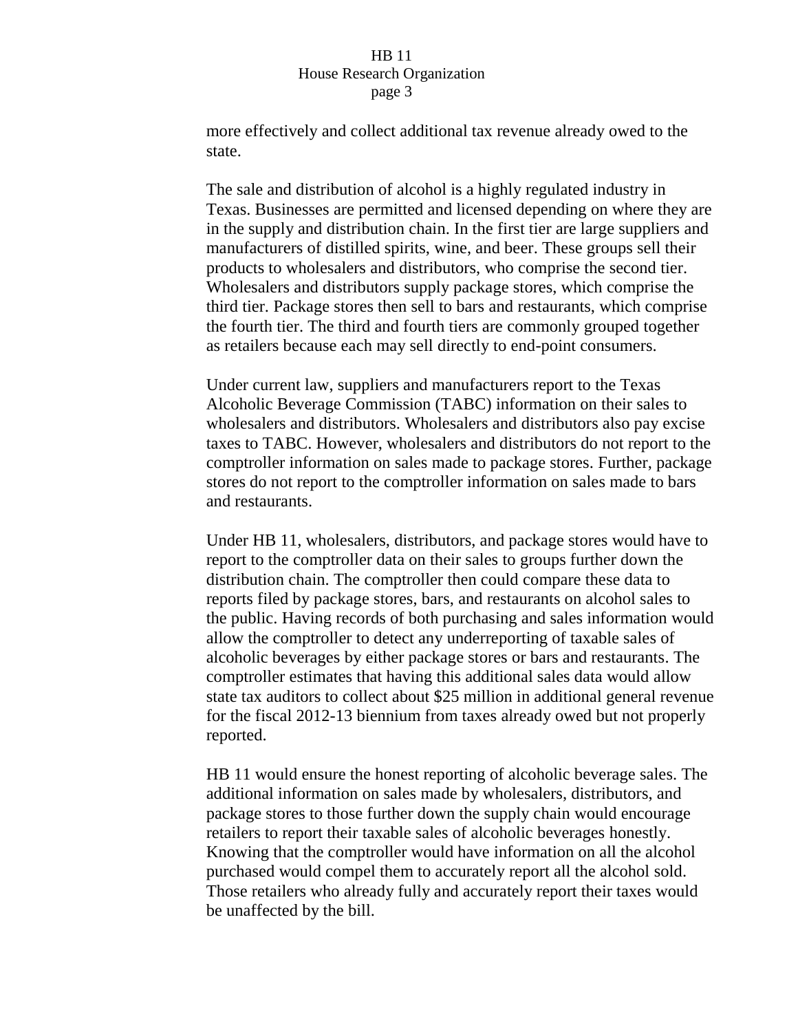more effectively and collect additional tax revenue already owed to the state.

The sale and distribution of alcohol is a highly regulated industry in Texas. Businesses are permitted and licensed depending on where they are in the supply and distribution chain. In the first tier are large suppliers and manufacturers of distilled spirits, wine, and beer. These groups sell their products to wholesalers and distributors, who comprise the second tier. Wholesalers and distributors supply package stores, which comprise the third tier. Package stores then sell to bars and restaurants, which comprise the fourth tier. The third and fourth tiers are commonly grouped together as retailers because each may sell directly to end-point consumers.

Under current law, suppliers and manufacturers report to the Texas Alcoholic Beverage Commission (TABC) information on their sales to wholesalers and distributors. Wholesalers and distributors also pay excise taxes to TABC. However, wholesalers and distributors do not report to the comptroller information on sales made to package stores. Further, package stores do not report to the comptroller information on sales made to bars and restaurants.

Under HB 11, wholesalers, distributors, and package stores would have to report to the comptroller data on their sales to groups further down the distribution chain. The comptroller then could compare these data to reports filed by package stores, bars, and restaurants on alcohol sales to the public. Having records of both purchasing and sales information would allow the comptroller to detect any underreporting of taxable sales of alcoholic beverages by either package stores or bars and restaurants. The comptroller estimates that having this additional sales data would allow state tax auditors to collect about $25 million in additional general revenue for the fiscal 2012-13 biennium from taxes already owed but not properly reported.

HB 11 would ensure the honest reporting of alcoholic beverage sales. The additional information on sales made by wholesalers, distributors, and package stores to those further down the supply chain would encourage retailers to report their taxable sales of alcoholic beverages honestly. Knowing that the comptroller would have information on all the alcohol purchased would compel them to accurately report all the alcohol sold. Those retailers who already fully and accurately report their taxes would be unaffected by the bill.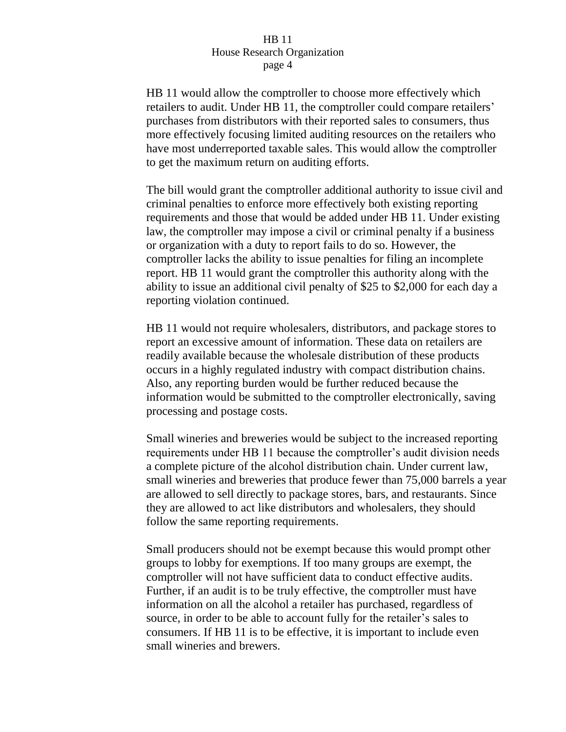HB 11 would allow the comptroller to choose more effectively which retailers to audit. Under HB 11, the comptroller could compare retailers' purchases from distributors with their reported sales to consumers, thus more effectively focusing limited auditing resources on the retailers who have most underreported taxable sales. This would allow the comptroller to get the maximum return on auditing efforts.

The bill would grant the comptroller additional authority to issue civil and criminal penalties to enforce more effectively both existing reporting requirements and those that would be added under HB 11. Under existing law, the comptroller may impose a civil or criminal penalty if a business or organization with a duty to report fails to do so. However, the comptroller lacks the ability to issue penalties for filing an incomplete report. HB 11 would grant the comptroller this authority along with the ability to issue an additional civil penalty of $25 to $2,000 for each day a reporting violation continued.

HB 11 would not require wholesalers, distributors, and package stores to report an excessive amount of information. These data on retailers are readily available because the wholesale distribution of these products occurs in a highly regulated industry with compact distribution chains. Also, any reporting burden would be further reduced because the information would be submitted to the comptroller electronically, saving processing and postage costs.

Small wineries and breweries would be subject to the increased reporting requirements under HB 11 because the comptroller's audit division needs a complete picture of the alcohol distribution chain. Under current law, small wineries and breweries that produce fewer than 75,000 barrels a year are allowed to sell directly to package stores, bars, and restaurants. Since they are allowed to act like distributors and wholesalers, they should follow the same reporting requirements.

Small producers should not be exempt because this would prompt other groups to lobby for exemptions. If too many groups are exempt, the comptroller will not have sufficient data to conduct effective audits. Further, if an audit is to be truly effective, the comptroller must have information on all the alcohol a retailer has purchased, regardless of source, in order to be able to account fully for the retailer's sales to consumers. If HB 11 is to be effective, it is important to include even small wineries and brewers.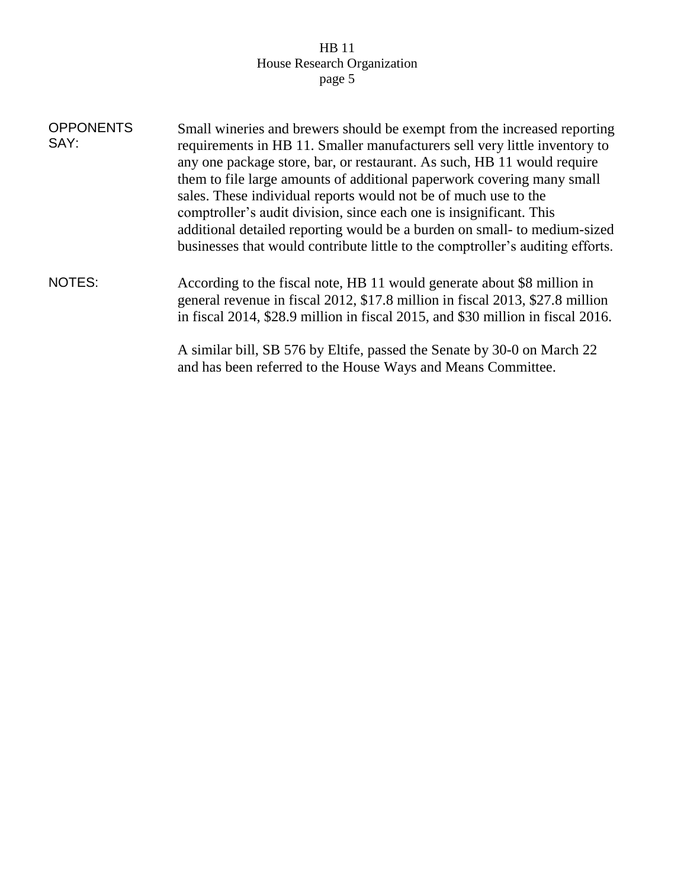**OPPONENTS SAY:** Small wineries and brewers should be exempt from the increased reporting requirements in HB 11. Smaller manufacturers sell very little inventory to any one package store, bar, or restaurant. As such, HB 11 would require them to file large amounts of additional paperwork covering many small sales. These individual reports would not be of much use to the comptroller's audit division, since each one is insignificant. This additional detailed reporting would be a burden on small- to medium-sized businesses that would contribute little to the comptroller's auditing efforts.

**NOTES:** According to the fiscal note, HB 11 would generate about $8 million in general revenue in fiscal 2012, $17.8 million in fiscal 2013, $27.8 million in fiscal 2014, $28.9 million in fiscal 2015, and $30 million in fiscal 2016.

A similar bill, SB 576 by Eltife, passed the Senate by 30-0 on March 22 and has been referred to the House Ways and Means Committee.